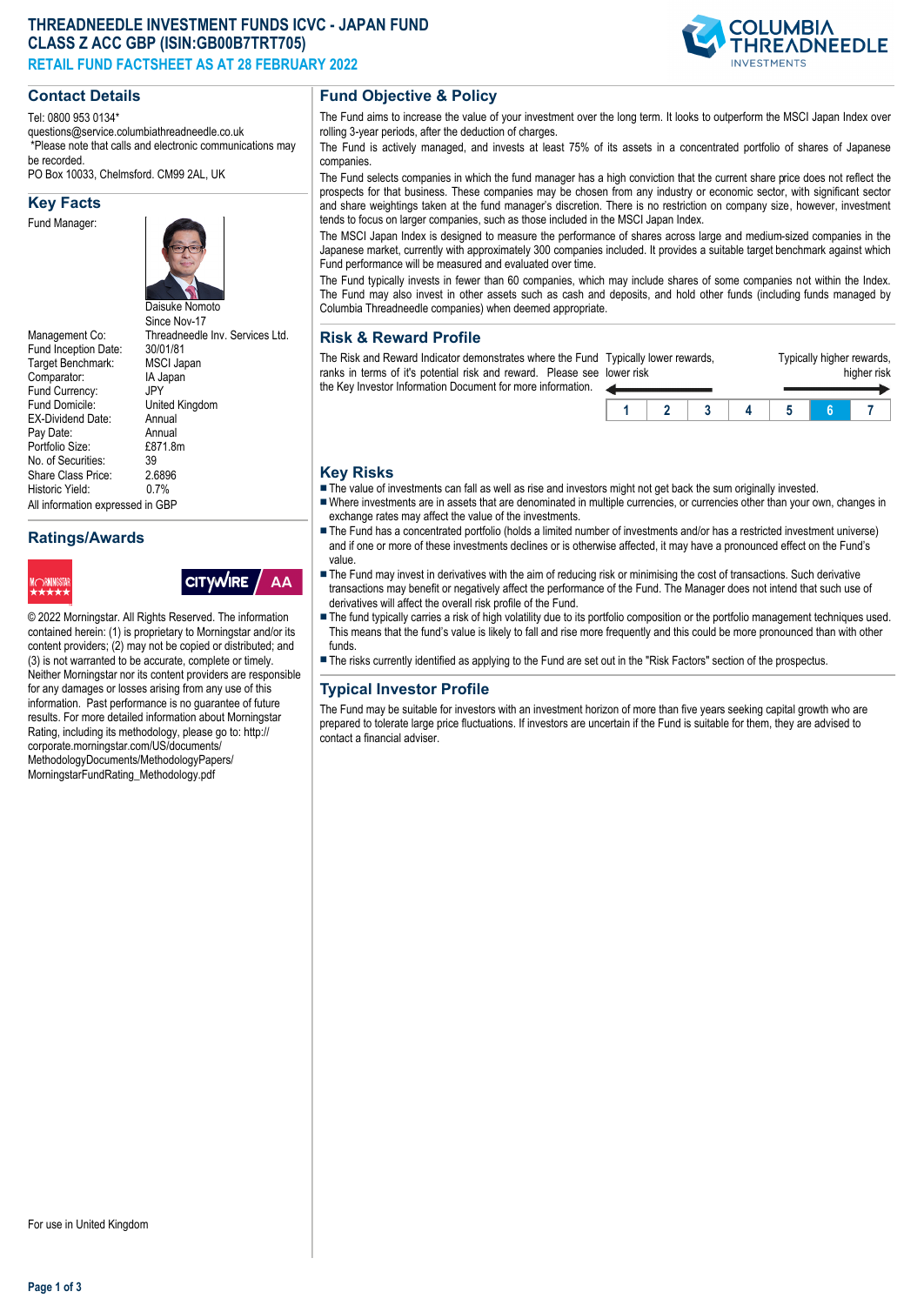# THREADNEEDLE INVESTMENT FUNDS ICVC - JAPAN FUND CLASS Z ACC GBP (ISIN:GB00B7TRT705)

**RETAIL FUND FACTSHEET AS AT 28 FEBRUARY 2022**

## Contact Details

Tel: 0800 953 0134*
questions@service.columbiathreadneedle.co.uk
*Please note that calls and electronic communications may be recorded.
PO Box 10033, Chelmsford. CM99 2AL, UK

## Key Facts

| | |
|---|---|
| Fund Manager: | Daisuke Nomoto<br>Since Nov-17 |
| Management Co: | Threadneedle Inv. Services Ltd. |
| Fund Inception Date: | 30/01/81 |
| Target Benchmark: | MSCI Japan |
| Comparator: | IA Japan |
| Fund Currency: | JPY |
| Fund Domicile: | United Kingdom |
| EX-Dividend Date: | Annual |
| Pay Date: | Annual |
| Portfolio Size: | £871.8m |
| No. of Securities: | 39 |
| Share Class Price: | 2.6896 |
| Historic Yield: | 0.7% |

All information expressed in GBP

## Ratings/Awards

Morningstar ★★★★★ | Citywire AA

© 2022 Morningstar. All Rights Reserved. The information contained herein: (1) is proprietary to Morningstar and/or its content providers; (2) may not be copied or distributed; and (3) is not warranted to be accurate, complete or timely. Neither Morningstar nor its content providers are responsible for any damages or losses arising from any use of this information. Past performance is no guarantee of future results. For more detailed information about Morningstar Rating, including its methodology, please go to: http://corporate.morningstar.com/US/documents/MethodologyDocuments/MethodologyPapers/MorningstarFundRating_Methodology.pdf

## Fund Objective & Policy

The Fund aims to increase the value of your investment over the long term. It looks to outperform the MSCI Japan Index over rolling 3-year periods, after the deduction of charges.

The Fund is actively managed, and invests at least 75% of its assets in a concentrated portfolio of shares of Japanese companies.

The Fund selects companies in which the fund manager has a high conviction that the current share price does not reflect the prospects for that business. These companies may be chosen from any industry or economic sector, with significant sector and share weightings taken at the fund manager's discretion. There is no restriction on company size, however, investment tends to focus on larger companies, such as those included in the MSCI Japan Index.

The MSCI Japan Index is designed to measure the performance of shares across large and medium-sized companies in the Japanese market, currently with approximately 300 companies included. It provides a suitable target benchmark against which Fund performance will be measured and evaluated over time.

The Fund typically invests in fewer than 60 companies, which may include shares of some companies not within the Index. The Fund may also invest in other assets such as cash and deposits, and hold other funds (including funds managed by Columbia Threadneedle companies) when deemed appropriate.

## Risk & Reward Profile

The Risk and Reward Indicator demonstrates where the Fund ranks in terms of it's potential risk and reward. Please see the Key Investor Information Document for more information.

Typically lower rewards, lower risk ← → Typically higher rewards, higher risk

| 1 | 2 | 3 | 4 | 5 | **6** | 7 |
|---|---|---|---|---|---|---|

## Key Risks

- The value of investments can fall as well as rise and investors might not get back the sum originally invested.
- Where investments are in assets that are denominated in multiple currencies, or currencies other than your own, changes in exchange rates may affect the value of the investments.
- The Fund has a concentrated portfolio (holds a limited number of investments and/or has a restricted investment universe) and if one or more of these investments declines or is otherwise affected, it may have a pronounced effect on the Fund's value.
- The Fund may invest in derivatives with the aim of reducing risk or minimising the cost of transactions. Such derivative transactions may benefit or negatively affect the performance of the Fund. The Manager does not intend that such use of derivatives will affect the overall risk profile of the Fund.
- The fund typically carries a risk of high volatility due to its portfolio composition or the portfolio management techniques used. This means that the fund's value is likely to fall and rise more frequently and this could be more pronounced than with other funds.
- The risks currently identified as applying to the Fund are set out in the "Risk Factors" section of the prospectus.

## Typical Investor Profile

The Fund may be suitable for investors with an investment horizon of more than five years seeking capital growth who are prepared to tolerate large price fluctuations. If investors are uncertain if the Fund is suitable for them, they are advised to contact a financial adviser.

For use in United Kingdom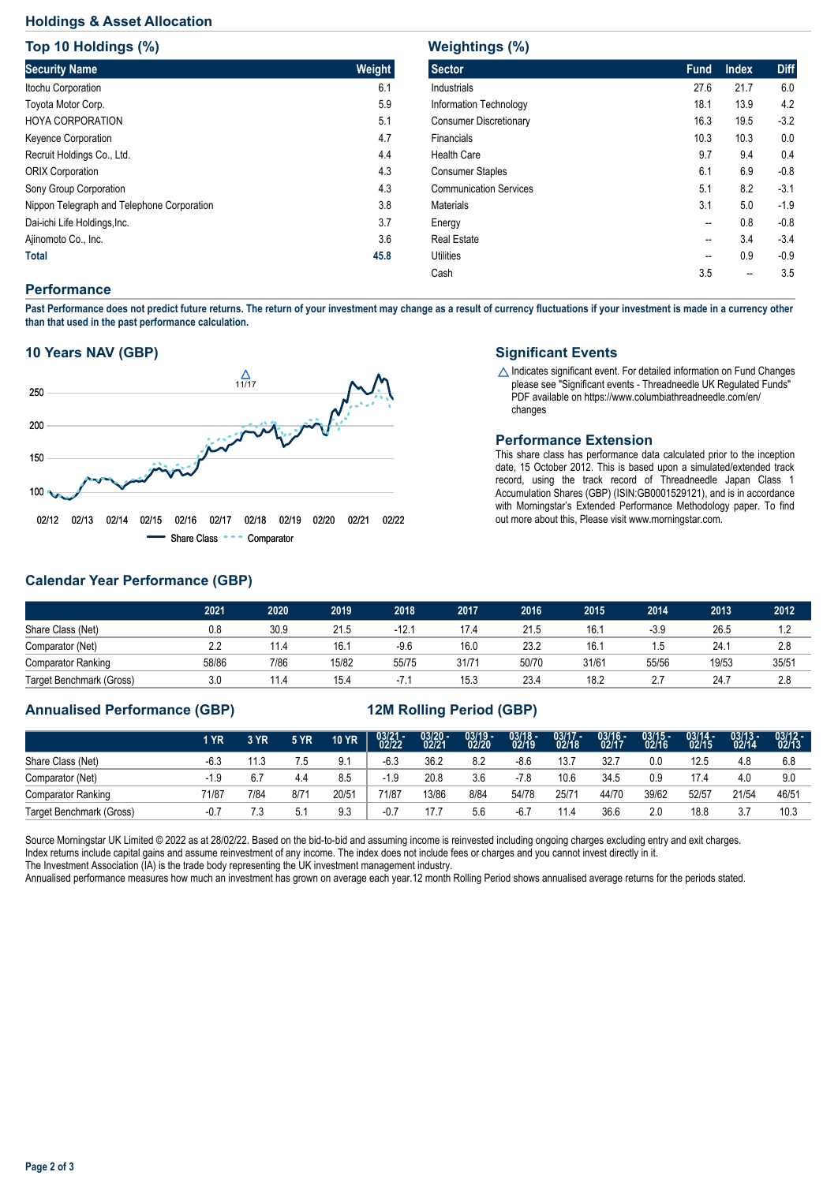## Holdings & Asset Allocation

### Top 10 Holdings (%)

| Security Name | Weight |
|---|---|
| Itochu Corporation | 6.1 |
| Toyota Motor Corp. | 5.9 |
| HOYA CORPORATION | 5.1 |
| Keyence Corporation | 4.7 |
| Recruit Holdings Co., Ltd. | 4.4 |
| ORIX Corporation | 4.3 |
| Sony Group Corporation | 4.3 |
| Nippon Telegraph and Telephone Corporation | 3.8 |
| Dai-ichi Life Holdings,Inc. | 3.7 |
| Ajinomoto Co., Inc. | 3.6 |
| **Total** | **45.8** |

### Weightings (%)

| Sector | Fund | Index | Diff |
|---|---|---|---|
| Industrials | 27.6 | 21.7 | 6.0 |
| Information Technology | 18.1 | 13.9 | 4.2 |
| Consumer Discretionary | 16.3 | 19.5 | -3.2 |
| Financials | 10.3 | 10.3 | 0.0 |
| Health Care | 9.7 | 9.4 | 0.4 |
| Consumer Staples | 6.1 | 6.9 | -0.8 |
| Communication Services | 5.1 | 8.2 | -3.1 |
| Materials | 3.1 | 5.0 | -1.9 |
| Energy | -- | 0.8 | -0.8 |
| Real Estate | -- | 3.4 | -3.4 |
| Utilities | -- | 0.9 | -0.9 |
| Cash | 3.5 | -- | 3.5 |

## Performance

**Past Performance does not predict future returns. The return of your investment may change as a result of currency fluctuations if your investment is made in a currency other than that used in the past performance calculation.**

### 10 Years NAV (GBP)

Share Class / Comparator

### Significant Events

△ Indicates significant event. For detailed information on Fund Changes please see "Significant events - Threadneedle UK Regulated Funds" PDF available on https://www.columbiathreadneedle.com/en/changes

### Performance Extension

This share class has performance data calculated prior to the inception date, 15 October 2012. This is based upon a simulated/extended track record, using the track record of Threadneedle Japan Class 1 Accumulation Shares (GBP) (ISIN:GB0001529121), and is in accordance with Morningstar's Extended Performance Methodology paper. To find out more about this, Please visit www.morningstar.com.

### Calendar Year Performance (GBP)

| | 2021 | 2020 | 2019 | 2018 | 2017 | 2016 | 2015 | 2014 | 2013 | 2012 |
|---|---|---|---|---|---|---|---|---|---|---|
| Share Class (Net) | 0.8 | 30.9 | 21.5 | -12.1 | 17.4 | 21.5 | 16.1 | -3.9 | 26.5 | 1.2 |
| Comparator (Net) | 2.2 | 11.4 | 16.1 | -9.6 | 16.0 | 23.2 | 16.1 | 1.5 | 24.1 | 2.8 |
| Comparator Ranking | 58/86 | 7/86 | 15/82 | 55/75 | 31/71 | 50/70 | 31/61 | 55/56 | 19/53 | 35/51 |
| Target Benchmark (Gross) | 3.0 | 11.4 | 15.4 | -7.1 | 15.3 | 23.4 | 18.2 | 2.7 | 24.7 | 2.8 |

### Annualised Performance (GBP) / 12M Rolling Period (GBP)

| | 1 YR | 3 YR | 5 YR | 10 YR | 03/21 - 02/22 | 03/20 - 02/21 | 03/19 - 02/20 | 03/18 - 02/19 | 03/17 - 02/18 | 03/16 - 02/17 | 03/15 - 02/16 | 03/14 - 02/15 | 03/13 - 02/14 | 03/12 - 02/13 |
|---|---|---|---|---|---|---|---|---|---|---|---|---|---|---|
| Share Class (Net) | -6.3 | 11.3 | 7.5 | 9.1 | -6.3 | 36.2 | 8.2 | -8.6 | 13.7 | 32.7 | 0.0 | 12.5 | 4.8 | 6.8 |
| Comparator (Net) | -1.9 | 6.7 | 4.4 | 8.5 | -1.9 | 20.8 | 3.6 | -7.8 | 10.6 | 34.5 | 0.9 | 17.4 | 4.0 | 9.0 |
| Comparator Ranking | 71/87 | 7/84 | 8/71 | 20/51 | 71/87 | 13/86 | 8/84 | 54/78 | 25/71 | 44/70 | 39/62 | 52/57 | 21/54 | 46/51 |
| Target Benchmark (Gross) | -0.7 | 7.3 | 5.1 | 9.3 | -0.7 | 17.7 | 5.6 | -6.7 | 11.4 | 36.6 | 2.0 | 18.8 | 3.7 | 10.3 |

Source Morningstar UK Limited © 2022 as at 28/02/22. Based on the bid-to-bid and assuming income is reinvested including ongoing charges excluding entry and exit charges. Index returns include capital gains and assume reinvestment of any income. The index does not include fees or charges and you cannot invest directly in it.
The Investment Association (IA) is the trade body representing the UK investment management industry.
Annualised performance measures how much an investment has grown on average each year.12 month Rolling Period shows annualised average returns for the periods stated.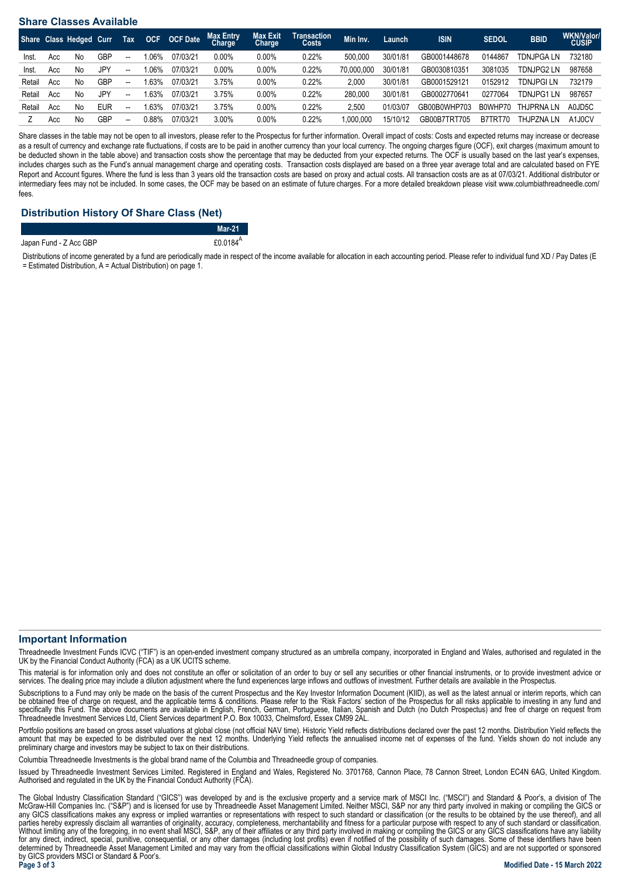## Share Classes Available

| Share | Class | Hedged | Curr | Tax | OCF | OCF Date | Max Entry Charge | Max Exit Charge | Transaction Costs | Min Inv. | Launch | ISIN | SEDOL | BBID | WKN/Valor/CUSIP |
|---|---|---|---|---|---|---|---|---|---|---|---|---|---|---|---|
| Inst. | Acc | No | GBP | -- | 1.06% | 07/03/21 | 0.00% | 0.00% | 0.22% | 500,000 | 30/01/81 | GB0001448678 | 0144867 | TDNJPGA LN | 732180 |
| Inst. | Acc | No | JPY | -- | 1.06% | 07/03/21 | 0.00% | 0.00% | 0.22% | 70,000,000 | 30/01/81 | GB0030810351 | 3081035 | TDNJPG2 LN | 987658 |
| Retail | Acc | No | GBP | -- | 1.63% | 07/03/21 | 3.75% | 0.00% | 0.22% | 2,000 | 30/01/81 | GB0001529121 | 0152912 | TDNJPGI LN | 732179 |
| Retail | Acc | No | JPY | -- | 1.63% | 07/03/21 | 3.75% | 0.00% | 0.22% | 280,000 | 30/01/81 | GB0002770641 | 0277064 | TDNJPG1 LN | 987657 |
| Retail | Acc | No | EUR | -- | 1.63% | 07/03/21 | 3.75% | 0.00% | 0.22% | 2,500 | 01/03/07 | GB00B0WHP703 | B0WHP70 | THJPRNA LN | A0JD5C |
| Z | Acc | No | GBP | -- | 0.88% | 07/03/21 | 3.00% | 0.00% | 0.22% | 1,000,000 | 15/10/12 | GB00B7TRT705 | B7TRT70 | THJPZNA LN | A1J0CV |

Share classes in the table may not be open to all investors, please refer to the Prospectus for further information. Overall impact of costs: Costs and expected returns may increase or decrease as a result of currency and exchange rate fluctuations, if costs are to be paid in another currency than your local currency. The ongoing charges figure (OCF), exit charges (maximum amount to be deducted shown in the table above) and transaction costs show the percentage that may be deducted from your expected returns. The OCF is usually based on the last year's expenses, includes charges such as the Fund's annual management charge and operating costs. Transaction costs displayed are based on a three year average total and are calculated based on FYE Report and Account figures. Where the fund is less than 3 years old the transaction costs are based on proxy and actual costs. All transaction costs are as at 07/03/21. Additional distributor or intermediary fees may not be included. In some cases, the OCF may be based on an estimate of future charges. For a more detailed breakdown please visit www.columbiathreadneedle.com/fees.

## Distribution History Of Share Class (Net)

| | Mar-21 |
|---|---|
| Japan Fund - Z Acc GBP | £0.0184[A] |

Distributions of income generated by a fund are periodically made in respect of the income available for allocation in each accounting period. Please refer to individual fund XD / Pay Dates (E = Estimated Distribution, A = Actual Distribution) on page 1.

## Important Information

Threadneedle Investment Funds ICVC ("TIF") is an open-ended investment company structured as an umbrella company, incorporated in England and Wales, authorised and regulated in the UK by the Financial Conduct Authority (FCA) as a UK UCITS scheme.

This material is for information only and does not constitute an offer or solicitation of an order to buy or sell any securities or other financial instruments, or to provide investment advice or services. The dealing price may include a dilution adjustment where the fund experiences large inflows and outflows of investment. Further details are available in the Prospectus.

Subscriptions to a Fund may only be made on the basis of the current Prospectus and the Key Investor Information Document (KIID), as well as the latest annual or interim reports, which can be obtained free of charge on request, and the applicable terms & conditions. Please refer to the 'Risk Factors' section of the Prospectus for all risks applicable to investing in any fund and specifically this Fund. The above documents are available in English, French, German, Portuguese, Italian, Spanish and Dutch (no Dutch Prospectus) and free of charge on request from Threadneedle Investment Services Ltd, Client Services department P.O. Box 10033, Chelmsford, Essex CM99 2AL.

Portfolio positions are based on gross asset valuations at global close (not official NAV time). Historic Yield reflects distributions declared over the past 12 months. Distribution Yield reflects the amount that may be expected to be distributed over the next 12 months. Underlying Yield reflects the annualised income net of expenses of the fund. Yields shown do not include any preliminary charge and investors may be subject to tax on their distributions.

Columbia Threadneedle Investments is the global brand name of the Columbia and Threadneedle group of companies.

Issued by Threadneedle Investment Services Limited. Registered in England and Wales, Registered No. 3701768, Cannon Place, 78 Cannon Street, London EC4N 6AG, United Kingdom. Authorised and regulated in the UK by the Financial Conduct Authority (FCA).

The Global Industry Classification Standard ("GICS") was developed by and is the exclusive property and a service mark of MSCI Inc. ("MSCI") and Standard & Poor's, a division of The McGraw-Hill Companies Inc. ("S&P") and is licensed for use by Threadneedle Asset Management Limited. Neither MSCI, S&P nor any third party involved in making or compiling the GICS or any GICS classifications makes any express or implied warranties or representations with respect to such standard or classification (or the results to be obtained by the use thereof), and all parties hereby expressly disclaim all warranties of originality, accuracy, completeness, merchantability and fitness for a particular purpose with respect to any of such standard or classification. Without limiting any of the foregoing, in no event shall MSCI, S&P, any of their affiliates or any third party involved in making or compiling the GICS or any GICS classifications have any liability for any direct, indirect, special, punitive, consequential, or any other damages (including lost profits) even if notified of the possibility of such damages. Some of these identifiers have been determined by Threadneedle Asset Management Limited and may vary from the official classifications within Global Industry Classification System (GICS) and are not supported or sponsored by GICS providers MSCI or Standard & Poor's.

**Modified Date - 15 March 2022**